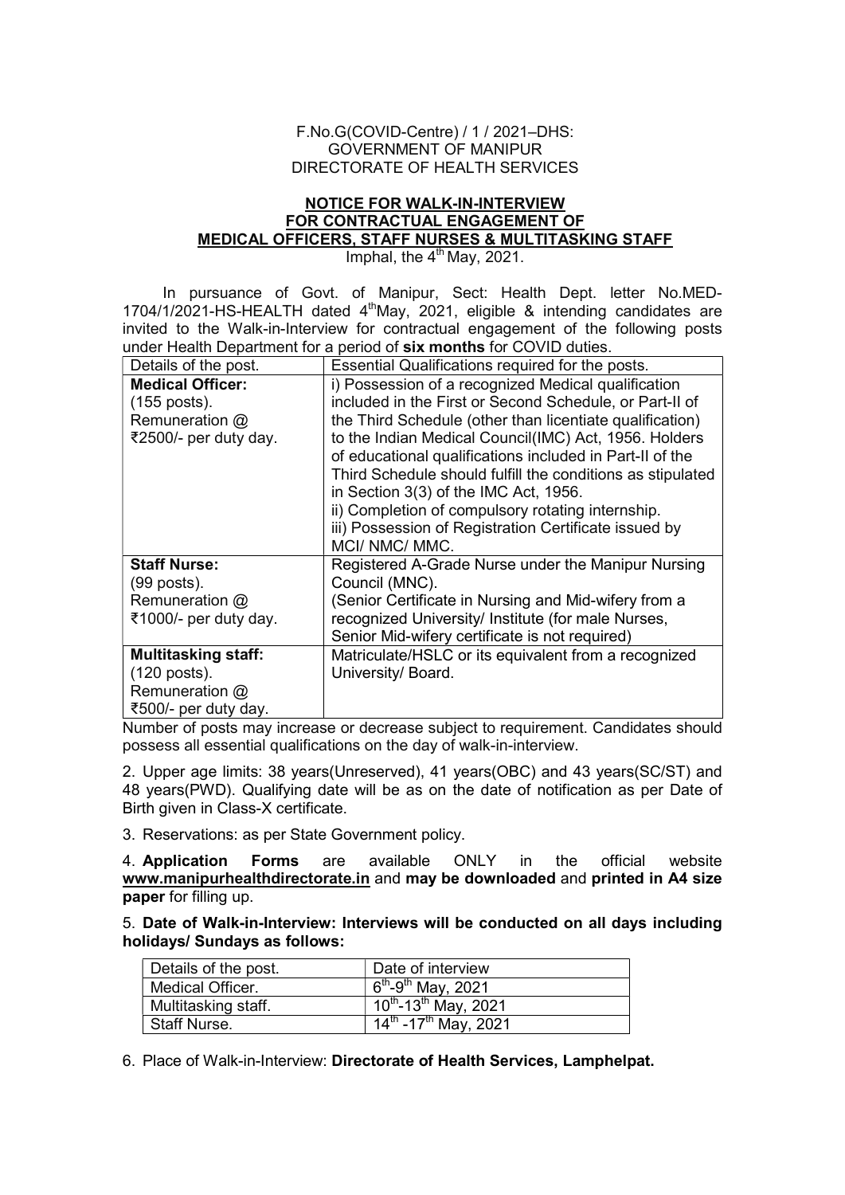F.No.G(COVID-Centre) / 1 / 2021–DHS:
GOVERNMENT OF MANIPUR
DIRECTORATE OF HEALTH SERVICES

## NOTICE FOR WALK-IN-INTERVIEW FOR CONTRACTUAL ENGAGEMENT OF MEDICAL OFFICERS, STAFF NURSES & MULTITASKING STAFF

Imphal, the 4th May, 2021.

In pursuance of Govt. of Manipur, Sect: Health Dept. letter No.MED-1704/1/2021-HS-HEALTH dated 4th May, 2021, eligible & intending candidates are invited to the Walk-in-Interview for contractual engagement of the following posts under Health Department for a period of **six months** for COVID duties.

| Details of the post. | Essential Qualifications required for the posts. |
|---|---|
| **Medical Officer:** (155 posts). Remuneration @ ₹2500/- per duty day. | i) Possession of a recognized Medical qualification included in the First or Second Schedule, or Part-II of the Third Schedule (other than licentiate qualification) to the Indian Medical Council(IMC) Act, 1956. Holders of educational qualifications included in Part-II of the Third Schedule should fulfill the conditions as stipulated in Section 3(3) of the IMC Act, 1956. ii) Completion of compulsory rotating internship. iii) Possession of Registration Certificate issued by MCI/ NMC/ MMC. |
| **Staff Nurse:** (99 posts). Remuneration @ ₹1000/- per duty day. | Registered A-Grade Nurse under the Manipur Nursing Council (MNC). (Senior Certificate in Nursing and Mid-wifery from a recognized University/ Institute (for male Nurses, Senior Mid-wifery certificate is not required) |
| **Multitasking staff:** (120 posts). Remuneration @ ₹500/- per duty day. | Matriculate/HSLC or its equivalent from a recognized University/ Board. |

Number of posts may increase or decrease subject to requirement. Candidates should possess all essential qualifications on the day of walk-in-interview.

2. Upper age limits: 38 years(Unreserved), 41 years(OBC) and 43 years(SC/ST) and 48 years(PWD). Qualifying date will be as on the date of notification as per Date of Birth given in Class-X certificate.

3. Reservations: as per State Government policy.

4. **Application Forms** are available ONLY in the official website **www.manipurhealthdirectorate.in** and **may be downloaded** and **printed in A4 size paper** for filling up.

5. **Date of Walk-in-Interview: Interviews will be conducted on all days including holidays/ Sundays as follows:**

| Details of the post. | Date of interview |
|---|---|
| Medical Officer. | 6th-9th May, 2021 |
| Multitasking staff. | 10th-13th May, 2021 |
| Staff Nurse. | 14th -17th May, 2021 |

6. Place of Walk-in-Interview: **Directorate of Health Services, Lamphelpat.**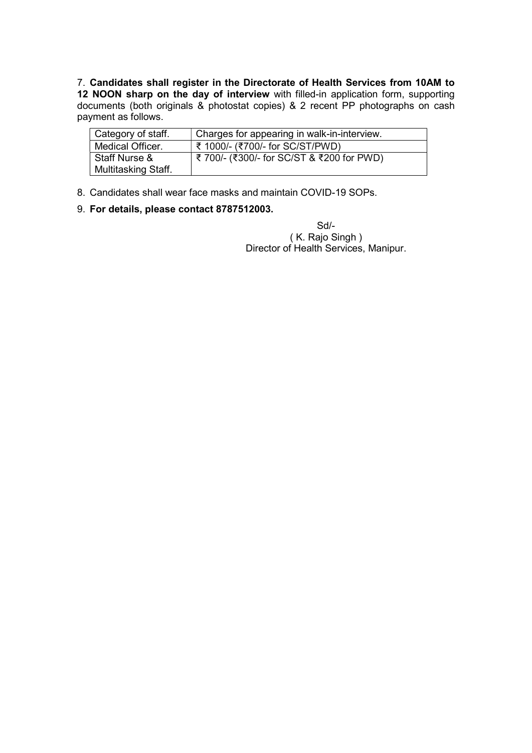7. **Candidates shall register in the Directorate of Health Services from 10AM to 12 NOON sharp on the day of interview** with filled-in application form, supporting documents (both originals & photostat copies) & 2 recent PP photographs on cash payment as follows.

| Category of staff. | Charges for appearing in walk-in-interview. |
|---|---|
| Medical Officer. | ₹ 1000/- (₹700/- for SC/ST/PWD) |
| Staff Nurse & Multitasking Staff. | ₹ 700/- (₹300/- for SC/ST & ₹200 for PWD) |

8. Candidates shall wear face masks and maintain COVID-19 SOPs.
9. **For details, please contact 8787512003.**

Sd/-
( K. Rajo Singh )
Director of Health Services, Manipur.